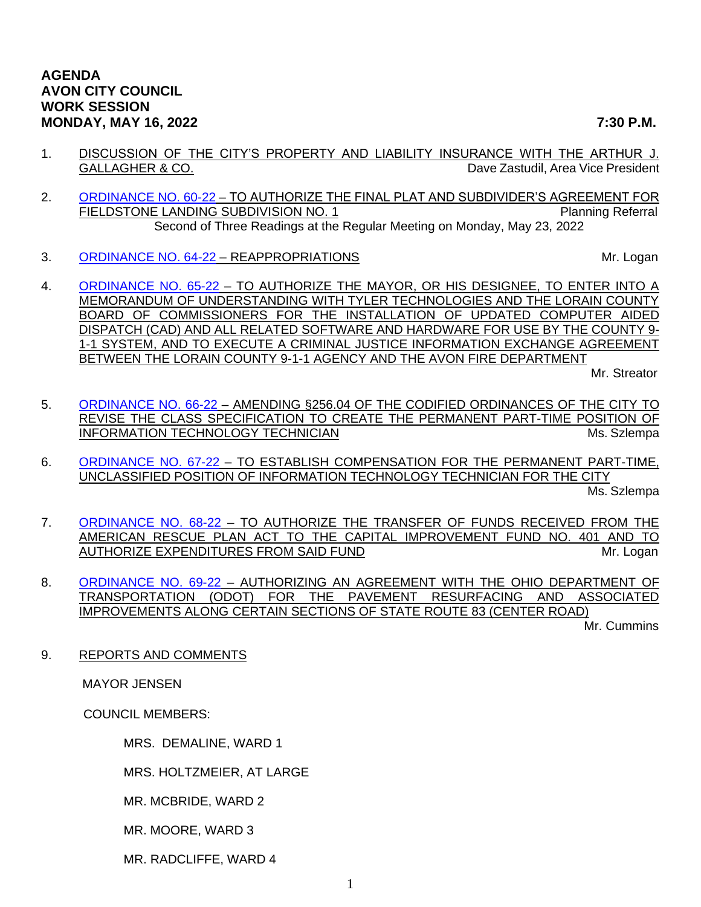**AGENDA**
**AVON CITY COUNCIL**
**WORK SESSION**
**MONDAY, MAY 16, 2022** **7:30 P.M.**

1. DISCUSSION OF THE CITY'S PROPERTY AND LIABILITY INSURANCE WITH THE ARTHUR J. GALLAGHER & CO. — Dave Zastudil, Area Vice President

2. ORDINANCE NO. 60-22 – TO AUTHORIZE THE FINAL PLAT AND SUBDIVIDER'S AGREEMENT FOR FIELDSTONE LANDING SUBDIVISION NO. 1 — Planning Referral
   Second of Three Readings at the Regular Meeting on Monday, May 23, 2022

3. ORDINANCE NO. 64-22 – REAPPROPRIATIONS — Mr. Logan

4. ORDINANCE NO. 65-22 – TO AUTHORIZE THE MAYOR, OR HIS DESIGNEE, TO ENTER INTO A MEMORANDUM OF UNDERSTANDING WITH TYLER TECHNOLOGIES AND THE LORAIN COUNTY BOARD OF COMMISSIONERS FOR THE INSTALLATION OF UPDATED COMPUTER AIDED DISPATCH (CAD) AND ALL RELATED SOFTWARE AND HARDWARE FOR USE BY THE COUNTY 9-1-1 SYSTEM, AND TO EXECUTE A CRIMINAL JUSTICE INFORMATION EXCHANGE AGREEMENT BETWEEN THE LORAIN COUNTY 9-1-1 AGENCY AND THE AVON FIRE DEPARTMENT — Mr. Streator

5. ORDINANCE NO. 66-22 – AMENDING §256.04 OF THE CODIFIED ORDINANCES OF THE CITY TO REVISE THE CLASS SPECIFICATION TO CREATE THE PERMANENT PART-TIME POSITION OF INFORMATION TECHNOLOGY TECHNICIAN — Ms. Szlempa

6. ORDINANCE NO. 67-22 – TO ESTABLISH COMPENSATION FOR THE PERMANENT PART-TIME, UNCLASSIFIED POSITION OF INFORMATION TECHNOLOGY TECHNICIAN FOR THE CITY — Ms. Szlempa

7. ORDINANCE NO. 68-22 – TO AUTHORIZE THE TRANSFER OF FUNDS RECEIVED FROM THE AMERICAN RESCUE PLAN ACT TO THE CAPITAL IMPROVEMENT FUND NO. 401 AND TO AUTHORIZE EXPENDITURES FROM SAID FUND — Mr. Logan

8. ORDINANCE NO. 69-22 – AUTHORIZING AN AGREEMENT WITH THE OHIO DEPARTMENT OF TRANSPORTATION (ODOT) FOR THE PAVEMENT RESURFACING AND ASSOCIATED IMPROVEMENTS ALONG CERTAIN SECTIONS OF STATE ROUTE 83 (CENTER ROAD) — Mr. Cummins

9. REPORTS AND COMMENTS

   MAYOR JENSEN

   COUNCIL MEMBERS:

   - MRS. DEMALINE, WARD 1
   - MRS. HOLTZMEIER, AT LARGE
   - MR. MCBRIDE, WARD 2
   - MR. MOORE, WARD 3
   - MR. RADCLIFFE, WARD 4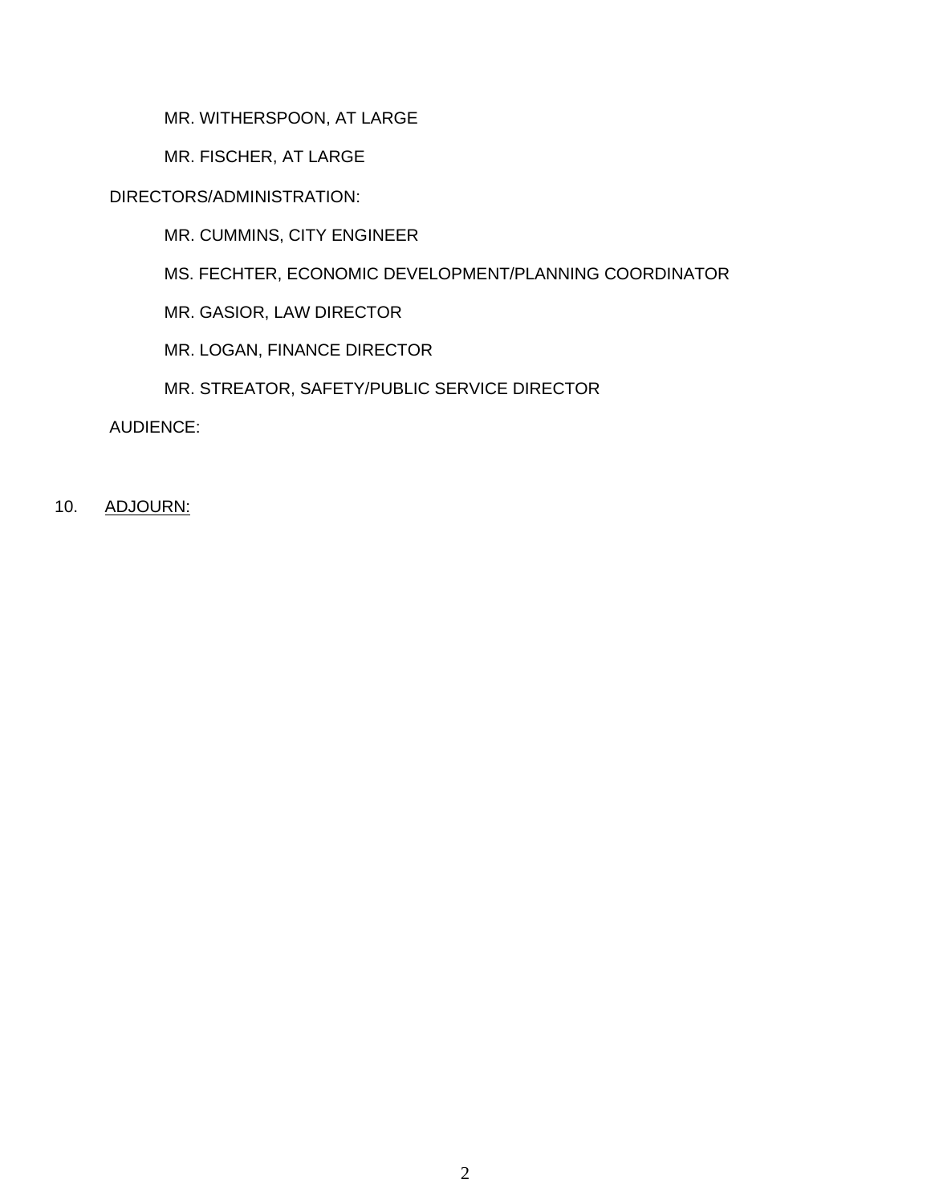MR. WITHERSPOON, AT LARGE

MR. FISCHER, AT LARGE

DIRECTORS/ADMINISTRATION:

MR. CUMMINS, CITY ENGINEER

MS. FECHTER, ECONOMIC DEVELOPMENT/PLANNING COORDINATOR

MR. GASIOR, LAW DIRECTOR

MR. LOGAN, FINANCE DIRECTOR

MR. STREATOR, SAFETY/PUBLIC SERVICE DIRECTOR

AUDIENCE:

10. <u>ADJOURN:</u>